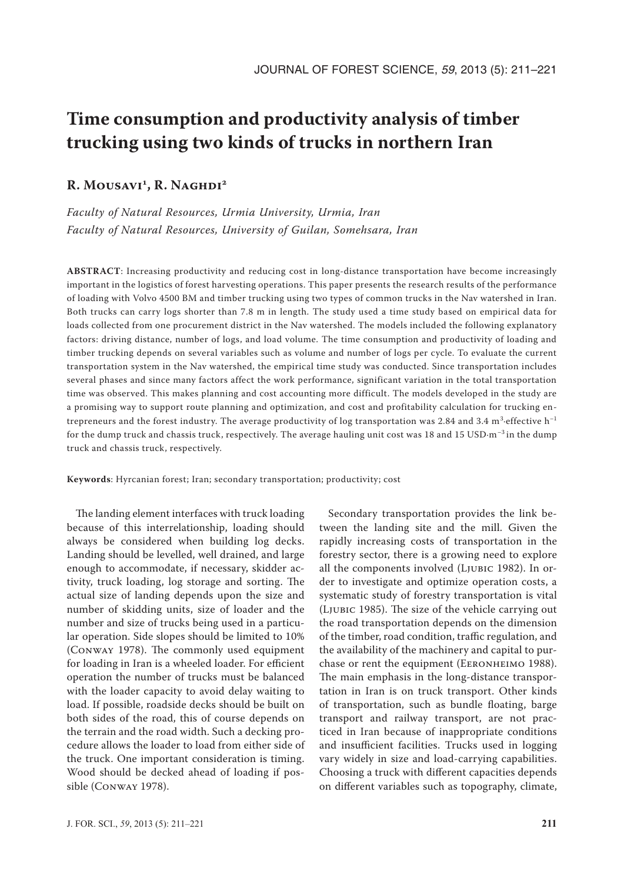# Time consumption and productivity analysis of timber trucking using two kinds of trucks in northern Iran

**R. Mousavi[1], R. Naghdi[2]**

*Faculty of Natural Resources, Urmia University, Urmia, Iran*
*Faculty of Natural Resources, University of Guilan, Somehsara, Iran*

**ABSTRACT**: Increasing productivity and reducing cost in long-distance transportation have become increasingly important in the logistics of forest harvesting operations. This paper presents the research results of the performance of loading with Volvo 4500 BM and timber trucking using two types of common trucks in the Nav watershed in Iran. Both trucks can carry logs shorter than 7.8 m in length. The study used a time study based on empirical data for loads collected from one procurement district in the Nav watershed. The models included the following explanatory factors: driving distance, number of logs, and load volume. The time consumption and productivity of loading and timber trucking depends on several variables such as volume and number of logs per cycle. To evaluate the current transportation system in the Nav watershed, the empirical time study was conducted. Since transportation includes several phases and since many factors affect the work performance, significant variation in the total transportation time was observed. This makes planning and cost accounting more difficult. The models developed in the study are a promising way to support route planning and optimization, and cost and profitability calculation for trucking entrepreneurs and the forest industry. The average productivity of log transportation was 2.84 and 3.4 $m^3 \cdot$effective $h^{-1}$ for the dump truck and chassis truck, respectively. The average hauling unit cost was 18 and 15 $USD \cdot m^{-3}$ in the dump truck and chassis truck, respectively.

**Keywords**: Hyrcanian forest; Iran; secondary transportation; productivity; cost

The landing element interfaces with truck loading because of this interrelationship, loading should always be considered when building log decks. Landing should be levelled, well drained, and large enough to accommodate, if necessary, skidder activity, truck loading, log storage and sorting. The actual size of landing depends upon the size and number of skidding units, size of loader and the number and size of trucks being used in a particular operation. Side slopes should be limited to 10% (Conway 1978). The commonly used equipment for loading in Iran is a wheeled loader. For efficient operation the number of trucks must be balanced with the loader capacity to avoid delay waiting to load. If possible, roadside decks should be built on both sides of the road, this of course depends on the terrain and the road width. Such a decking procedure allows the loader to load from either side of the truck. One important consideration is timing. Wood should be decked ahead of loading if possible (Conway 1978).

Secondary transportation provides the link between the landing site and the mill. Given the rapidly increasing costs of transportation in the forestry sector, there is a growing need to explore all the components involved (Ljubic 1982). In order to investigate and optimize operation costs, a systematic study of forestry transportation is vital (Ljubic 1985). The size of the vehicle carrying out the road transportation depends on the dimension of the timber, road condition, traffic regulation, and the availability of the machinery and capital to purchase or rent the equipment (Eeronheimo 1988). The main emphasis in the long-distance transportation in Iran is on truck transport. Other kinds of transportation, such as bundle floating, barge transport and railway transport, are not practiced in Iran because of inappropriate conditions and insufficient facilities. Trucks used in logging vary widely in size and load-carrying capabilities. Choosing a truck with different capacities depends on different variables such as topography, climate,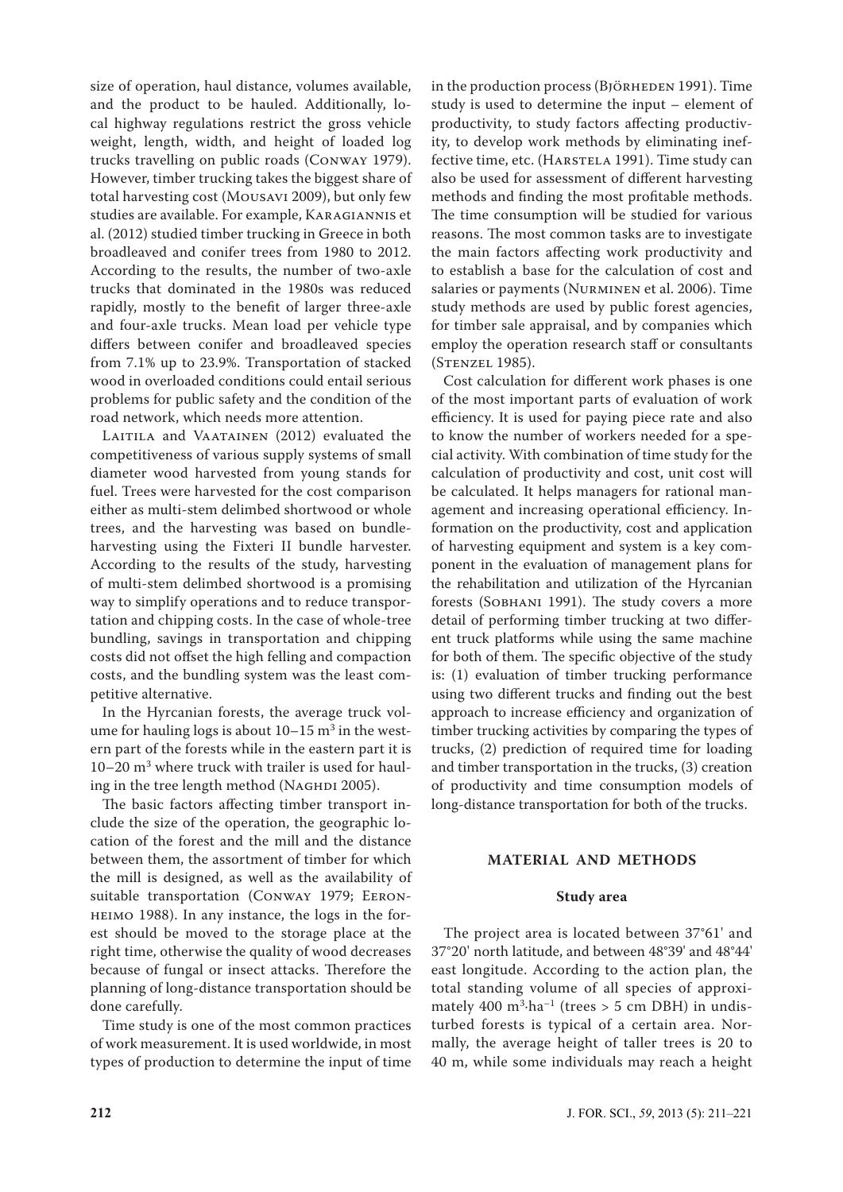size of operation, haul distance, volumes available, and the product to be hauled. Additionally, local highway regulations restrict the gross vehicle weight, length, width, and height of loaded log trucks travelling on public roads (Conway 1979). However, timber trucking takes the biggest share of total harvesting cost (Mousavi 2009), but only few studies are available. For example, Karagiannis et al. (2012) studied timber trucking in Greece in both broadleaved and conifer trees from 1980 to 2012. According to the results, the number of two-axle trucks that dominated in the 1980s was reduced rapidly, mostly to the benefit of larger three-axle and four-axle trucks. Mean load per vehicle type differs between conifer and broadleaved species from 7.1% up to 23.9%. Transportation of stacked wood in overloaded conditions could entail serious problems for public safety and the condition of the road network, which needs more attention.

Laitila and Vaatainen (2012) evaluated the competitiveness of various supply systems of small diameter wood harvested from young stands for fuel. Trees were harvested for the cost comparison either as multi-stem delimbed shortwood or whole trees, and the harvesting was based on bundle-harvesting using the Fixteri II bundle harvester. According to the results of the study, harvesting of multi-stem delimbed shortwood is a promising way to simplify operations and to reduce transportation and chipping costs. In the case of whole-tree bundling, savings in transportation and chipping costs did not offset the high felling and compaction costs, and the bundling system was the least competitive alternative.

In the Hyrcanian forests, the average truck volume for hauling logs is about 10–15 $m^3$ in the western part of the forests while in the eastern part it is 10–20 $m^3$ where truck with trailer is used for hauling in the tree length method (Naghdi 2005).

The basic factors affecting timber transport include the size of the operation, the geographic location of the forest and the mill and the distance between them, the assortment of timber for which the mill is designed, as well as the availability of suitable transportation (Conway 1979; Eeronheimo 1988). In any instance, the logs in the forest should be moved to the storage place at the right time, otherwise the quality of wood decreases because of fungal or insect attacks. Therefore the planning of long-distance transportation should be done carefully.

Time study is one of the most common practices of work measurement. It is used worldwide, in most types of production to determine the input of time in the production process (Björheden 1991). Time study is used to determine the input – element of productivity, to study factors affecting productivity, to develop work methods by eliminating ineffective time, etc. (Harstela 1991). Time study can also be used for assessment of different harvesting methods and finding the most profitable methods. The time consumption will be studied for various reasons. The most common tasks are to investigate the main factors affecting work productivity and to establish a base for the calculation of cost and salaries or payments (Nurminen et al. 2006). Time study methods are used by public forest agencies, for timber sale appraisal, and by companies which employ the operation research staff or consultants (Stenzel 1985).

Cost calculation for different work phases is one of the most important parts of evaluation of work efficiency. It is used for paying piece rate and also to know the number of workers needed for a special activity. With combination of time study for the calculation of productivity and cost, unit cost will be calculated. It helps managers for rational management and increasing operational efficiency. Information on the productivity, cost and application of harvesting equipment and system is a key component in the evaluation of management plans for the rehabilitation and utilization of the Hyrcanian forests (Sobhani 1991). The study covers a more detail of performing timber trucking at two different truck platforms while using the same machine for both of them. The specific objective of the study is: (1) evaluation of timber trucking performance using two different trucks and finding out the best approach to increase efficiency and organization of timber trucking activities by comparing the types of trucks, (2) prediction of required time for loading and timber transportation in the trucks, (3) creation of productivity and time consumption models of long-distance transportation for both of the trucks.

## MATERIAL AND METHODS

### Study area

The project area is located between 37°61' and 37°20' north latitude, and between 48°39' and 48°44' east longitude. According to the action plan, the total standing volume of all species of approximately 400 $m^3 \cdot ha^{-1}$ (trees > 5 cm DBH) in undisturbed forests is typical of a certain area. Normally, the average height of taller trees is 20 to 40 m, while some individuals may reach a height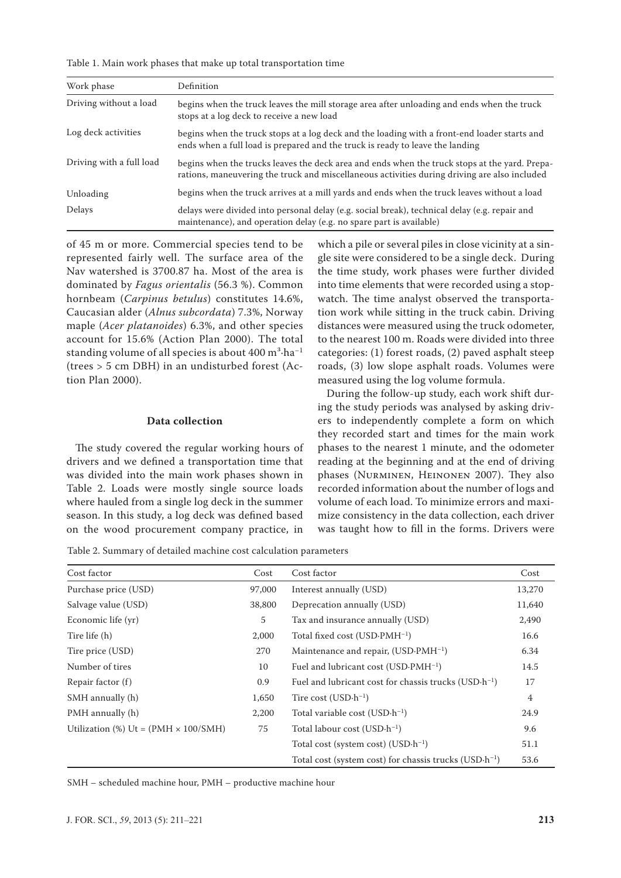Table 1. Main work phases that make up total transportation time

| Work phase | Definition |
|---|---|
| Driving without a load | begins when the truck leaves the mill storage area after unloading and ends when the truck stops at a log deck to receive a new load |
| Log deck activities | begins when the truck stops at a log deck and the loading with a front-end loader starts and ends when a full load is prepared and the truck is ready to leave the landing |
| Driving with a full load | begins when the trucks leaves the deck area and ends when the truck stops at the yard. Preparations, maneuvering the truck and miscellaneous activities during driving are also included |
| Unloading | begins when the truck arrives at a mill yards and ends when the truck leaves without a load |
| Delays | delays were divided into personal delay (e.g. social break), technical delay (e.g. repair and maintenance), and operation delay (e.g. no spare part is available) |

of 45 m or more. Commercial species tend to be represented fairly well. The surface area of the Nav watershed is 3700.87 ha. Most of the area is dominated by *Fagus orientalis* (56.3 %). Common hornbeam (*Carpinus betulus*) constitutes 14.6%, Caucasian alder (*Alnus subcordata*) 7.3%, Norway maple (*Acer platanoides*) 6.3%, and other species account for 15.6% (Action Plan 2000). The total standing volume of all species is about 400 $m^3 \cdot ha^{-1}$ (trees > 5 cm DBH) in an undisturbed forest (Action Plan 2000).

### Data collection

The study covered the regular working hours of drivers and we defined a transportation time that was divided into the main work phases shown in Table 2. Loads were mostly single source loads where hauled from a single log deck in the summer season. In this study, a log deck was defined based on the wood procurement company practice, in which a pile or several piles in close vicinity at a single site were considered to be a single deck. During the time study, work phases were further divided into time elements that were recorded using a stopwatch. The time analyst observed the transportation work while sitting in the truck cabin. Driving distances were measured using the truck odometer, to the nearest 100 m. Roads were divided into three categories: (1) forest roads, (2) paved asphalt steep roads, (3) low slope asphalt roads. Volumes were measured using the log volume formula.

During the follow-up study, each work shift during the study periods was analysed by asking drivers to independently complete a form on which they recorded start and times for the main work phases to the nearest 1 minute, and the odometer reading at the beginning and at the end of driving phases (Nurminen, Heinonen 2007). They also recorded information about the number of logs and volume of each load. To minimize errors and maximize consistency in the data collection, each driver was taught how to fill in the forms. Drivers were

Table 2. Summary of detailed machine cost calculation parameters

| Cost factor | Cost | Cost factor | Cost |
|---|---|---|---|
| Purchase price (USD) | 97,000 | Interest annually (USD) | 13,270 |
| Salvage value (USD) | 38,800 | Deprecation annually (USD) | 11,640 |
| Economic life (yr) | 5 | Tax and insurance annually (USD) | 2,490 |
| Tire life (h) | 2,000 | Total fixed cost ($USD \cdot PMH^{-1}$) | 16.6 |
| Tire price (USD) | 270 | Maintenance and repair, ($USD \cdot PMH^{-1}$) | 6.34 |
| Number of tires | 10 | Fuel and lubricant cost ($USD \cdot PMH^{-1}$) | 14.5 |
| Repair factor (f) | 0.9 | Fuel and lubricant cost for chassis trucks ($USD \cdot h^{-1}$) | 17 |
| SMH annually (h) | 1,650 | Tire cost ($USD \cdot h^{-1}$) | 4 |
| PMH annually (h) | 2,200 | Total variable cost ($USD \cdot h^{-1}$) | 24.9 |
| Utilization (%) Ut = (PMH × 100/SMH) | 75 | Total labour cost ($USD \cdot h^{-1}$) | 9.6 |
| | | Total cost (system cost) ($USD \cdot h^{-1}$) | 51.1 |
| | | Total cost (system cost) for chassis trucks ($USD \cdot h^{-1}$) | 53.6 |

SMH – scheduled machine hour, PMH – productive machine hour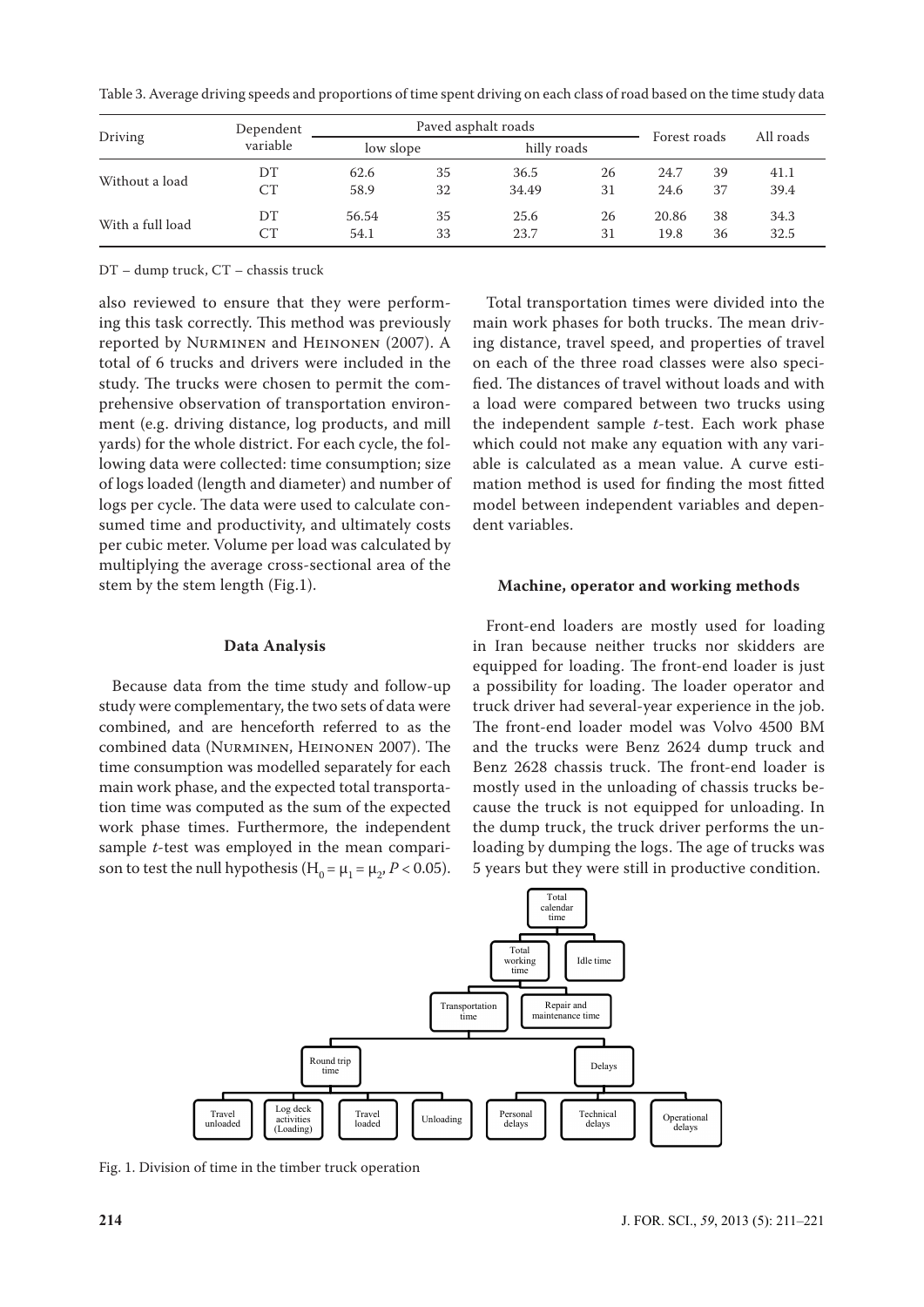Table 3. Average driving speeds and proportions of time spent driving on each class of road based on the time study data

| Driving | Dependent variable | Paved asphalt roads | | | | Forest roads | | All roads |
|---|---|---|---|---|---|---|---|---|
| | | low slope | | hilly roads | | | | |
| Without a load | DT | 62.6 | 35 | 36.5 | 26 | 24.7 | 39 | 41.1 |
| | CT | 58.9 | 32 | 34.49 | 31 | 24.6 | 37 | 39.4 |
| With a full load | DT | 56.54 | 35 | 25.6 | 26 | 20.86 | 38 | 34.3 |
| | CT | 54.1 | 33 | 23.7 | 31 | 19.8 | 36 | 32.5 |

DT – dump truck, CT – chassis truck

also reviewed to ensure that they were performing this task correctly. This method was previously reported by Nurminen and Heinonen (2007). A total of 6 trucks and drivers were included in the study. The trucks were chosen to permit the comprehensive observation of transportation environment (e.g. driving distance, log products, and mill yards) for the whole district. For each cycle, the following data were collected: time consumption; size of logs loaded (length and diameter) and number of logs per cycle. The data were used to calculate consumed time and productivity, and ultimately costs per cubic meter. Volume per load was calculated by multiplying the average cross-sectional area of the stem by the stem length (Fig.1).

### Data Analysis

Because data from the time study and follow-up study were complementary, the two sets of data were combined, and are henceforth referred to as the combined data (Nurminen, Heinonen 2007). The time consumption was modelled separately for each main work phase, and the expected total transportation time was computed as the sum of the expected work phase times. Furthermore, the independent sample *t*-test was employed in the mean comparison to test the null hypothesis ($H_0 = \mu_1 = \mu_2$, $P < 0.05$).

Total transportation times were divided into the main work phases for both trucks. The mean driving distance, travel speed, and properties of travel on each of the three road classes were also specified. The distances of travel without loads and with a load were compared between two trucks using the independent sample *t*-test. Each work phase which could not make any equation with any variable is calculated as a mean value. A curve estimation method is used for finding the most fitted model between independent variables and dependent variables.

### Machine, operator and working methods

Front-end loaders are mostly used for loading in Iran because neither trucks nor skidders are equipped for loading. The front-end loader is just a possibility for loading. The loader operator and truck driver had several-year experience in the job. The front-end loader model was Volvo 4500 BM and the trucks were Benz 2624 dump truck and Benz 2628 chassis truck. The front-end loader is mostly used in the unloading of chassis trucks because the truck is not equipped for unloading. In the dump truck, the truck driver performs the unloading by dumping the logs. The age of trucks was 5 years but they were still in productive condition.

Total calendar time
Total working time
Idle time
Transportation time
Repair and maintenance time
Round trip time
Delays
Travel unloaded
Log deck activities (Loading)
Travel loaded
Unloading
Personal delays
Technical delays
Operational delays

Fig. 1. Division of time in the timber truck operation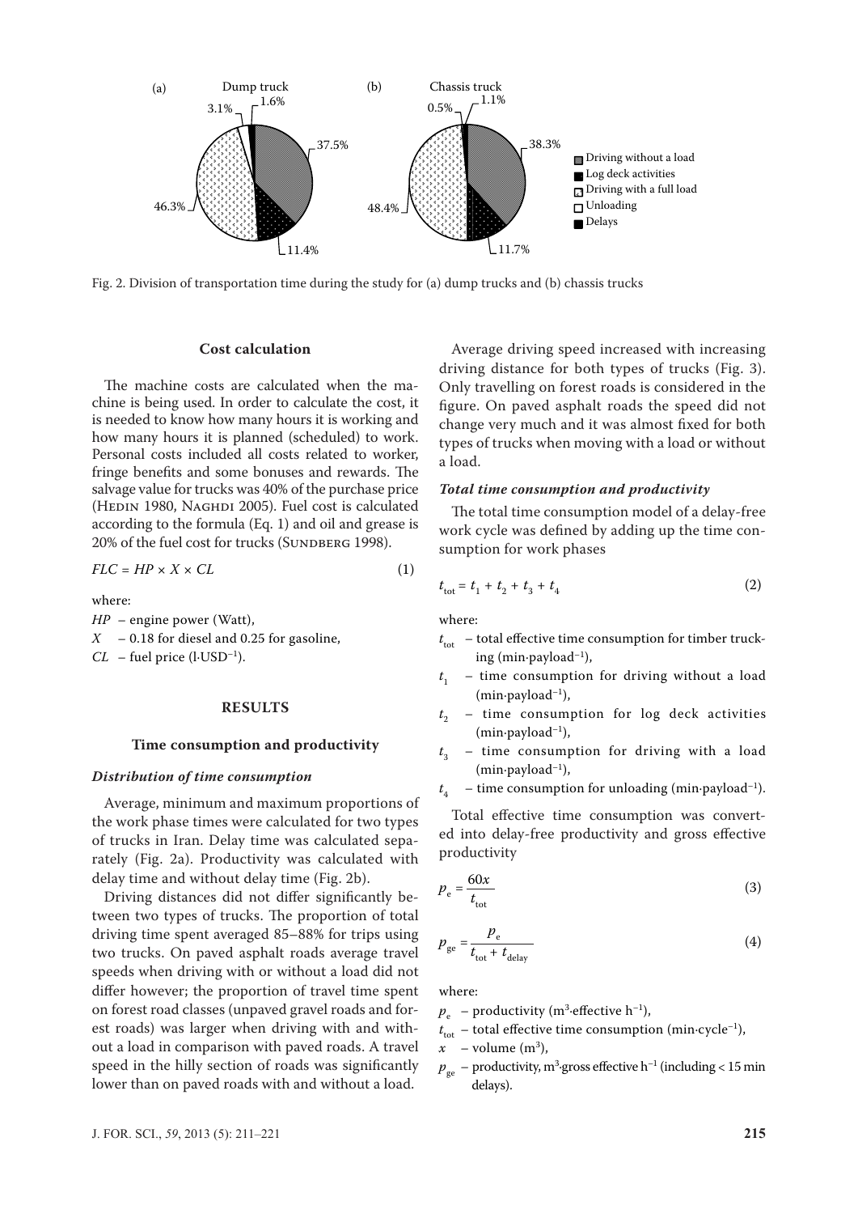Fig. 2. Division of transportation time during the study for (a) dump trucks and (b) chassis trucks

### Cost calculation

The machine costs are calculated when the machine is being used. In order to calculate the cost, it is needed to know how many hours it is working and how many hours it is planned (scheduled) to work. Personal costs included all costs related to worker, fringe benefits and some bonuses and rewards. The salvage value for trucks was 40% of the purchase price (Hedin 1980, Naghdi 2005). Fuel cost is calculated according to the formula (Eq. 1) and oil and grease is 20% of the fuel cost for trucks (Sundberg 1998).

$$FLC = HP \times X \times CL \tag{1}$$

where:

$HP$ – engine power (Watt),

$X$ – 0.18 for diesel and 0.25 for gasoline,

$CL$ – fuel price (l·USD$^{-1}$).

## RESULTS

### Time consumption and productivity

#### *Distribution of time consumption*

Average, minimum and maximum proportions of the work phase times were calculated for two types of trucks in Iran. Delay time was calculated separately (Fig. 2a). Productivity was calculated with delay time and without delay time (Fig. 2b).

Driving distances did not differ significantly between two types of trucks. The proportion of total driving time spent averaged 85–88% for trips using two trucks. On paved asphalt roads average travel speeds when driving with or without a load did not differ however; the proportion of travel time spent on forest road classes (unpaved gravel roads and forest roads) was larger when driving with and without a load in comparison with paved roads. A travel speed in the hilly section of roads was significantly lower than on paved roads with and without a load.

Average driving speed increased with increasing driving distance for both types of trucks (Fig. 3). Only travelling on forest roads is considered in the figure. On paved asphalt roads the speed did not change very much and it was almost fixed for both types of trucks when moving with a load or without a load.

#### *Total time consumption and productivity*

The total time consumption model of a delay-free work cycle was defined by adding up the time consumption for work phases

$$t_{tot} = t_1 + t_2 + t_3 + t_4 \tag{2}$$

where:

$t_{tot}$ – total effective time consumption for timber trucking (min·payload$^{-1}$),

$t_1$ – time consumption for driving without a load (min·payload$^{-1}$),

$t_2$ – time consumption for log deck activities (min·payload$^{-1}$),

$t_3$ – time consumption for driving with a load (min·payload$^{-1}$),

$t_4$ – time consumption for unloading (min·payload$^{-1}$).

Total effective time consumption was converted into delay-free productivity and gross effective productivity

$$p_e = \frac{60x}{t_{tot}} \tag{3}$$

$$p_{ge} = \frac{p_e}{t_{tot} + t_{delay}} \tag{4}$$

where:

$p_e$ – productivity (m$^3$·effective h$^{-1}$),

$t_{tot}$ – total effective time consumption (min·cycle$^{-1}$),

$x$ – volume (m$^3$),

$p_{ge}$ – productivity, m$^3$·gross effective h$^{-1}$ (including < 15 min delays).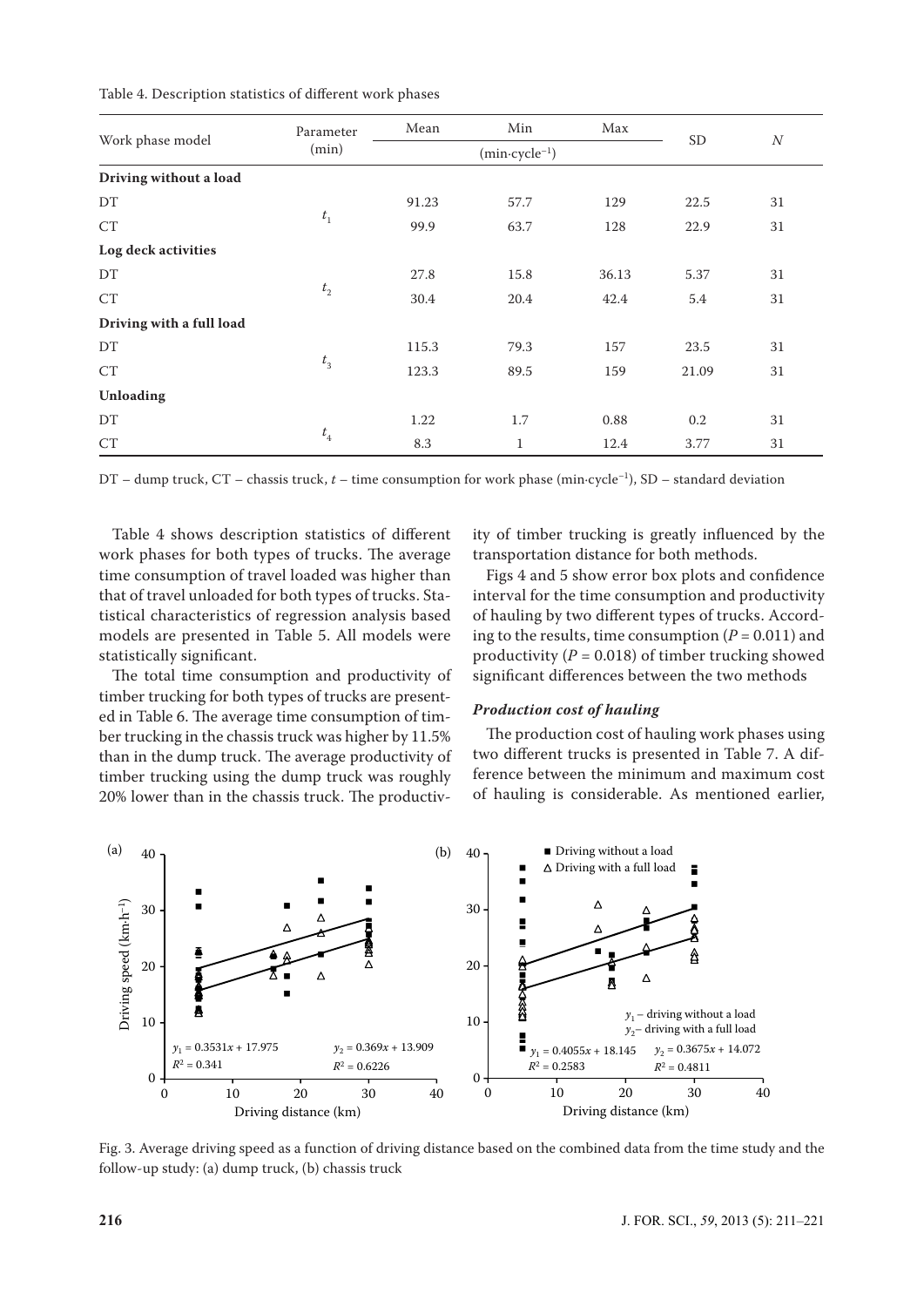Table 4. Description statistics of different work phases

| Work phase model | Parameter (min) | Mean | Min | Max | SD | $N$ |
|---|---|---|---|---|---|---|
| | | (min·cycle$^{-1}$) | | | | |
| **Driving without a load** | | | | | | |
| DT | $t_1$ | 91.23 | 57.7 | 129 | 22.5 | 31 |
| CT | | 99.9 | 63.7 | 128 | 22.9 | 31 |
| **Log deck activities** | | | | | | |
| DT | $t_2$ | 27.8 | 15.8 | 36.13 | 5.37 | 31 |
| CT | | 30.4 | 20.4 | 42.4 | 5.4 | 31 |
| **Driving with a full load** | | | | | | |
| DT | $t_3$ | 115.3 | 79.3 | 157 | 23.5 | 31 |
| CT | | 123.3 | 89.5 | 159 | 21.09 | 31 |
| **Unloading** | | | | | | |
| DT | $t_4$ | 1.22 | 1.7 | 0.88 | 0.2 | 31 |
| CT | | 8.3 | 1 | 12.4 | 3.77 | 31 |

DT – dump truck, CT – chassis truck, $t$ – time consumption for work phase (min·cycle$^{-1}$), SD – standard deviation

Table 4 shows description statistics of different work phases for both types of trucks. The average time consumption of travel loaded was higher than that of travel unloaded for both types of trucks. Statistical characteristics of regression analysis based models are presented in Table 5. All models were statistically significant.

The total time consumption and productivity of timber trucking for both types of trucks are presented in Table 6. The average time consumption of timber trucking in the chassis truck was higher by 11.5% than in the dump truck. The average productivity of timber trucking using the dump truck was roughly 20% lower than in the chassis truck. The productivity of timber trucking is greatly influenced by the transportation distance for both methods.

Figs 4 and 5 show error box plots and confidence interval for the time consumption and productivity of hauling by two different types of trucks. According to the results, time consumption ($P = 0.011$) and productivity ($P = 0.018$) of timber trucking showed significant differences between the two methods

### *Production cost of hauling*

The production cost of hauling work phases using two different trucks is presented in Table 7. A difference between the minimum and maximum cost of hauling is considerable. As mentioned earlier,

Fig. 3. Average driving speed as a function of driving distance based on the combined data from the time study and the follow-up study: (a) dump truck, (b) chassis truck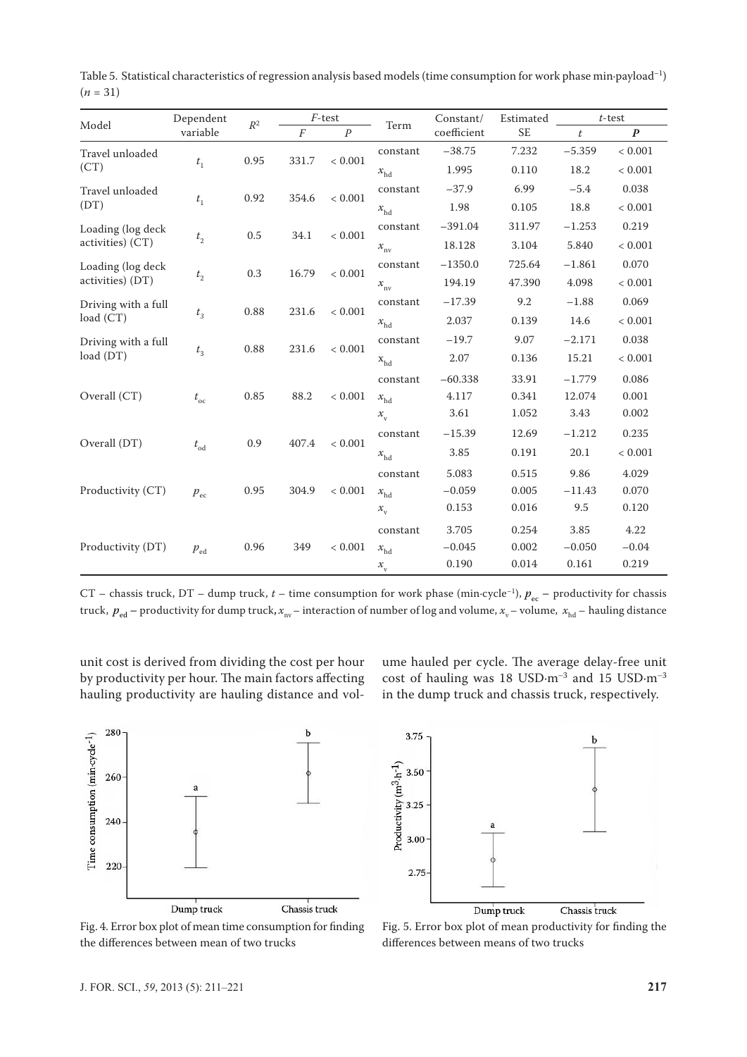Table 5. Statistical characteristics of regression analysis based models (time consumption for work phase min·payload$^{-1}$) ($n$ = 31)

| Model | Dependent variable | $R^2$ | $F$-test | | Term | Constant/ coefficient | Estimated SE | $t$-test | |
|---|---|---|---|---|---|---|---|---|---|
| | | | $F$ | $P$ | | | | $t$ | $P$ |
| Travel unloaded (CT) | $t_1$ | 0.95 | 331.7 | < 0.001 | constant | −38.75 | 7.232 | −5.359 | < 0.001 |
| | | | | | $x_{hd}$ | 1.995 | 0.110 | 18.2 | < 0.001 |
| Travel unloaded (DT) | $t_1$ | 0.92 | 354.6 | < 0.001 | constant | −37.9 | 6.99 | −5.4 | 0.038 |
| | | | | | $x_{hd}$ | 1.98 | 0.105 | 18.8 | < 0.001 |
| Loading (log deck activities) (CT) | $t_2$ | 0.5 | 34.1 | < 0.001 | constant | −391.04 | 311.97 | −1.253 | 0.219 |
| | | | | | $x_{nv}$ | 18.128 | 3.104 | 5.840 | < 0.001 |
| Loading (log deck activities) (DT) | $t_2$ | 0.3 | 16.79 | < 0.001 | constant | −1350.0 | 725.64 | −1.861 | 0.070 |
| | | | | | $x_{nv}$ | 194.19 | 47.390 | 4.098 | < 0.001 |
| Driving with a full load (CT) | $t_3$ | 0.88 | 231.6 | < 0.001 | constant | −17.39 | 9.2 | −1.88 | 0.069 |
| | | | | | $x_{hd}$ | 2.037 | 0.139 | 14.6 | < 0.001 |
| Driving with a full load (DT) | $t_3$ | 0.88 | 231.6 | < 0.001 | constant | −19.7 | 9.07 | −2.171 | 0.038 |
| | | | | | $x_{hd}$ | 2.07 | 0.136 | 15.21 | < 0.001 |
| Overall (CT) | $t_{oc}$ | 0.85 | 88.2 | < 0.001 | constant | −60.338 | 33.91 | −1.779 | 0.086 |
| | | | | | $x_{hd}$ | 4.117 | 0.341 | 12.074 | 0.001 |
| | | | | | $x_v$ | 3.61 | 1.052 | 3.43 | 0.002 |
| Overall (DT) | $t_{od}$ | 0.9 | 407.4 | < 0.001 | constant | −15.39 | 12.69 | −1.212 | 0.235 |
| | | | | | $x_{hd}$ | 3.85 | 0.191 | 20.1 | < 0.001 |
| Productivity (CT) | $p_{ec}$ | 0.95 | 304.9 | < 0.001 | constant | 5.083 | 0.515 | 9.86 | 4.029 |
| | | | | | $x_{hd}$ | −0.059 | 0.005 | −11.43 | 0.070 |
| | | | | | $x_v$ | 0.153 | 0.016 | 9.5 | 0.120 |
| Productivity (DT) | $p_{ed}$ | 0.96 | 349 | < 0.001 | constant | 3.705 | 0.254 | 3.85 | 4.22 |
| | | | | | $x_{hd}$ | −0.045 | 0.002 | −0.050 | −0.04 |
| | | | | | $x_v$ | 0.190 | 0.014 | 0.161 | 0.219 |

CT – chassis truck, DT – dump truck, $t$ – time consumption for work phase (min·cycle$^{-1}$), $p_{ec}$ – productivity for chassis truck, $p_{ed}$ – productivity for dump truck, $x_{nv}$ – interaction of number of log and volume, $x_v$ – volume, $x_{hd}$ – hauling distance

unit cost is derived from dividing the cost per hour by productivity per hour. The main factors affecting hauling productivity are hauling distance and volume hauled per cycle. The average delay-free unit cost of hauling was 18 USD·m$^{-3}$ and 15 USD·m$^{-3}$ in the dump truck and chassis truck, respectively.

Fig. 4. Error box plot of mean time consumption for finding the differences between mean of two trucks

Fig. 5. Error box plot of mean productivity for finding the differences between means of two trucks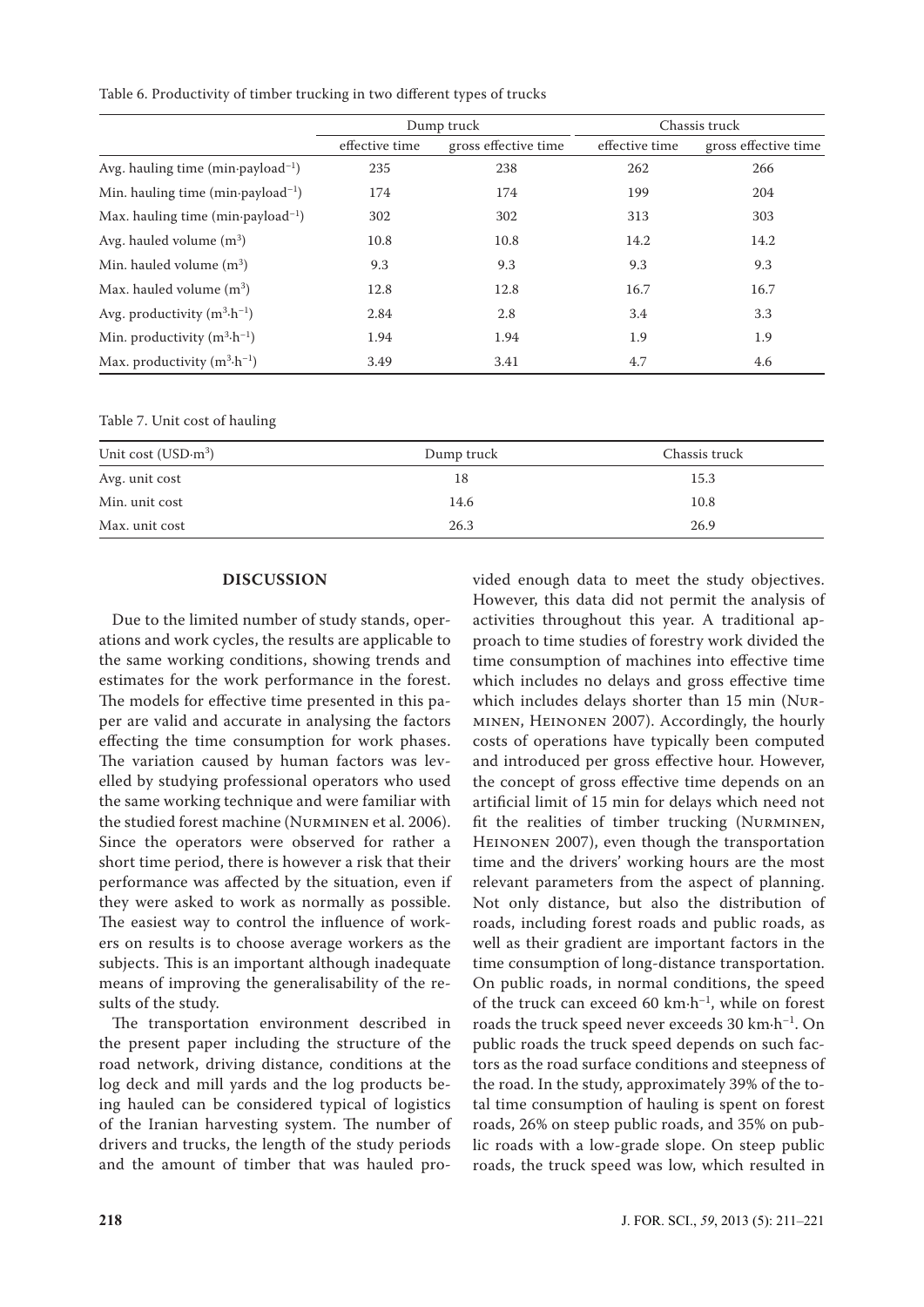Table 6. Productivity of timber trucking in two different types of trucks

| | Dump truck | | Chassis truck | |
|---|---|---|---|---|
| | effective time | gross effective time | effective time | gross effective time |
| Avg. hauling time (min·payload$^{-1}$) | 235 | 238 | 262 | 266 |
| Min. hauling time (min·payload$^{-1}$) | 174 | 174 | 199 | 204 |
| Max. hauling time (min·payload$^{-1}$) | 302 | 302 | 313 | 303 |
| Avg. hauled volume (m$^3$) | 10.8 | 10.8 | 14.2 | 14.2 |
| Min. hauled volume (m$^3$) | 9.3 | 9.3 | 9.3 | 9.3 |
| Max. hauled volume (m$^3$) | 12.8 | 12.8 | 16.7 | 16.7 |
| Avg. productivity (m$^3$·h$^{-1}$) | 2.84 | 2.8 | 3.4 | 3.3 |
| Min. productivity (m$^3$·h$^{-1}$) | 1.94 | 1.94 | 1.9 | 1.9 |
| Max. productivity (m$^3$·h$^{-1}$) | 3.49 | 3.41 | 4.7 | 4.6 |

Table 7. Unit cost of hauling

| Unit cost (USD·m$^3$) | Dump truck | Chassis truck |
|---|---|---|
| Avg. unit cost | 18 | 15.3 |
| Min. unit cost | 14.6 | 10.8 |
| Max. unit cost | 26.3 | 26.9 |

## DISCUSSION

Due to the limited number of study stands, operations and work cycles, the results are applicable to the same working conditions, showing trends and estimates for the work performance in the forest. The models for effective time presented in this paper are valid and accurate in analysing the factors effecting the time consumption for work phases. The variation caused by human factors was levelled by studying professional operators who used the same working technique and were familiar with the studied forest machine (Nurminen et al. 2006). Since the operators were observed for rather a short time period, there is however a risk that their performance was affected by the situation, even if they were asked to work as normally as possible. The easiest way to control the influence of workers on results is to choose average workers as the subjects. This is an important although inadequate means of improving the generalisability of the results of the study.

The transportation environment described in the present paper including the structure of the road network, driving distance, conditions at the log deck and mill yards and the log products being hauled can be considered typical of logistics of the Iranian harvesting system. The number of drivers and trucks, the length of the study periods and the amount of timber that was hauled provided enough data to meet the study objectives. However, this data did not permit the analysis of activities throughout this year. A traditional approach to time studies of forestry work divided the time consumption of machines into effective time which includes no delays and gross effective time which includes delays shorter than 15 min (Nurminen, Heinonen 2007). Accordingly, the hourly costs of operations have typically been computed and introduced per gross effective hour. However, the concept of gross effective time depends on an artificial limit of 15 min for delays which need not fit the realities of timber trucking (Nurminen, Heinonen 2007), even though the transportation time and the drivers' working hours are the most relevant parameters from the aspect of planning. Not only distance, but also the distribution of roads, including forest roads and public roads, as well as their gradient are important factors in the time consumption of long-distance transportation. On public roads, in normal conditions, the speed of the truck can exceed 60 km·h$^{-1}$, while on forest roads the truck speed never exceeds 30 km·h$^{-1}$. On public roads the truck speed depends on such factors as the road surface conditions and steepness of the road. In the study, approximately 39% of the total time consumption of hauling is spent on forest roads, 26% on steep public roads, and 35% on public roads with a low-grade slope. On steep public roads, the truck speed was low, which resulted in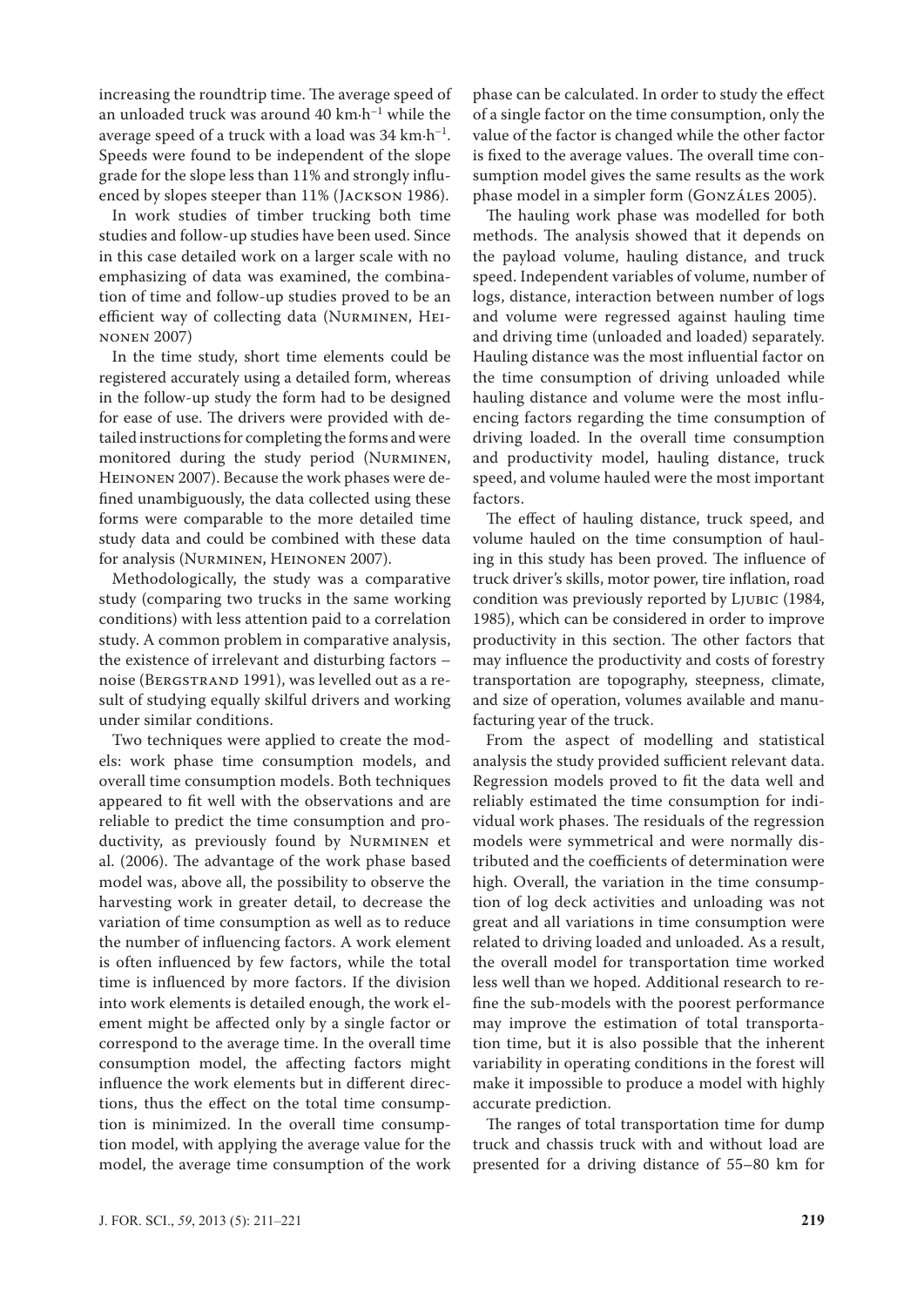increasing the roundtrip time. The average speed of an unloaded truck was around 40 $km \cdot h^{-1}$ while the average speed of a truck with a load was 34 $km \cdot h^{-1}$. Speeds were found to be independent of the slope grade for the slope less than 11% and strongly influenced by slopes steeper than 11% (Jackson 1986).

In work studies of timber trucking both time studies and follow-up studies have been used. Since in this case detailed work on a larger scale with no emphasizing of data was examined, the combination of time and follow-up studies proved to be an efficient way of collecting data (Nurminen, Heinonen 2007)

In the time study, short time elements could be registered accurately using a detailed form, whereas in the follow-up study the form had to be designed for ease of use. The drivers were provided with detailed instructions for completing the forms and were monitored during the study period (Nurminen, Heinonen 2007). Because the work phases were defined unambiguously, the data collected using these forms were comparable to the more detailed time study data and could be combined with these data for analysis (Nurminen, Heinonen 2007).

Methodologically, the study was a comparative study (comparing two trucks in the same working conditions) with less attention paid to a correlation study. A common problem in comparative analysis, the existence of irrelevant and disturbing factors – noise (Bergstrand 1991), was levelled out as a result of studying equally skilful drivers and working under similar conditions.

Two techniques were applied to create the models: work phase time consumption models, and overall time consumption models. Both techniques appeared to fit well with the observations and are reliable to predict the time consumption and productivity, as previously found by Nurminen et al. (2006). The advantage of the work phase based model was, above all, the possibility to observe the harvesting work in greater detail, to decrease the variation of time consumption as well as to reduce the number of influencing factors. A work element is often influenced by few factors, while the total time is influenced by more factors. If the division into work elements is detailed enough, the work element might be affected only by a single factor or correspond to the average time. In the overall time consumption model, the affecting factors might influence the work elements but in different directions, thus the effect on the total time consumption is minimized. In the overall time consumption model, with applying the average value for the model, the average time consumption of the work phase can be calculated. In order to study the effect of a single factor on the time consumption, only the value of the factor is changed while the other factor is fixed to the average values. The overall time consumption model gives the same results as the work phase model in a simpler form (Gonzáles 2005).

The hauling work phase was modelled for both methods. The analysis showed that it depends on the payload volume, hauling distance, and truck speed. Independent variables of volume, number of logs, distance, interaction between number of logs and volume were regressed against hauling time and driving time (unloaded and loaded) separately. Hauling distance was the most influential factor on the time consumption of driving unloaded while hauling distance and volume were the most influencing factors regarding the time consumption of driving loaded. In the overall time consumption and productivity model, hauling distance, truck speed, and volume hauled were the most important factors.

The effect of hauling distance, truck speed, and volume hauled on the time consumption of hauling in this study has been proved. The influence of truck driver's skills, motor power, tire inflation, road condition was previously reported by Ljubic (1984, 1985), which can be considered in order to improve productivity in this section. The other factors that may influence the productivity and costs of forestry transportation are topography, steepness, climate, and size of operation, volumes available and manufacturing year of the truck.

From the aspect of modelling and statistical analysis the study provided sufficient relevant data. Regression models proved to fit the data well and reliably estimated the time consumption for individual work phases. The residuals of the regression models were symmetrical and were normally distributed and the coefficients of determination were high. Overall, the variation in the time consumption of log deck activities and unloading was not great and all variations in time consumption were related to driving loaded and unloaded. As a result, the overall model for transportation time worked less well than we hoped. Additional research to refine the sub-models with the poorest performance may improve the estimation of total transportation time, but it is also possible that the inherent variability in operating conditions in the forest will make it impossible to produce a model with highly accurate prediction.

The ranges of total transportation time for dump truck and chassis truck with and without load are presented for a driving distance of 55–80 km for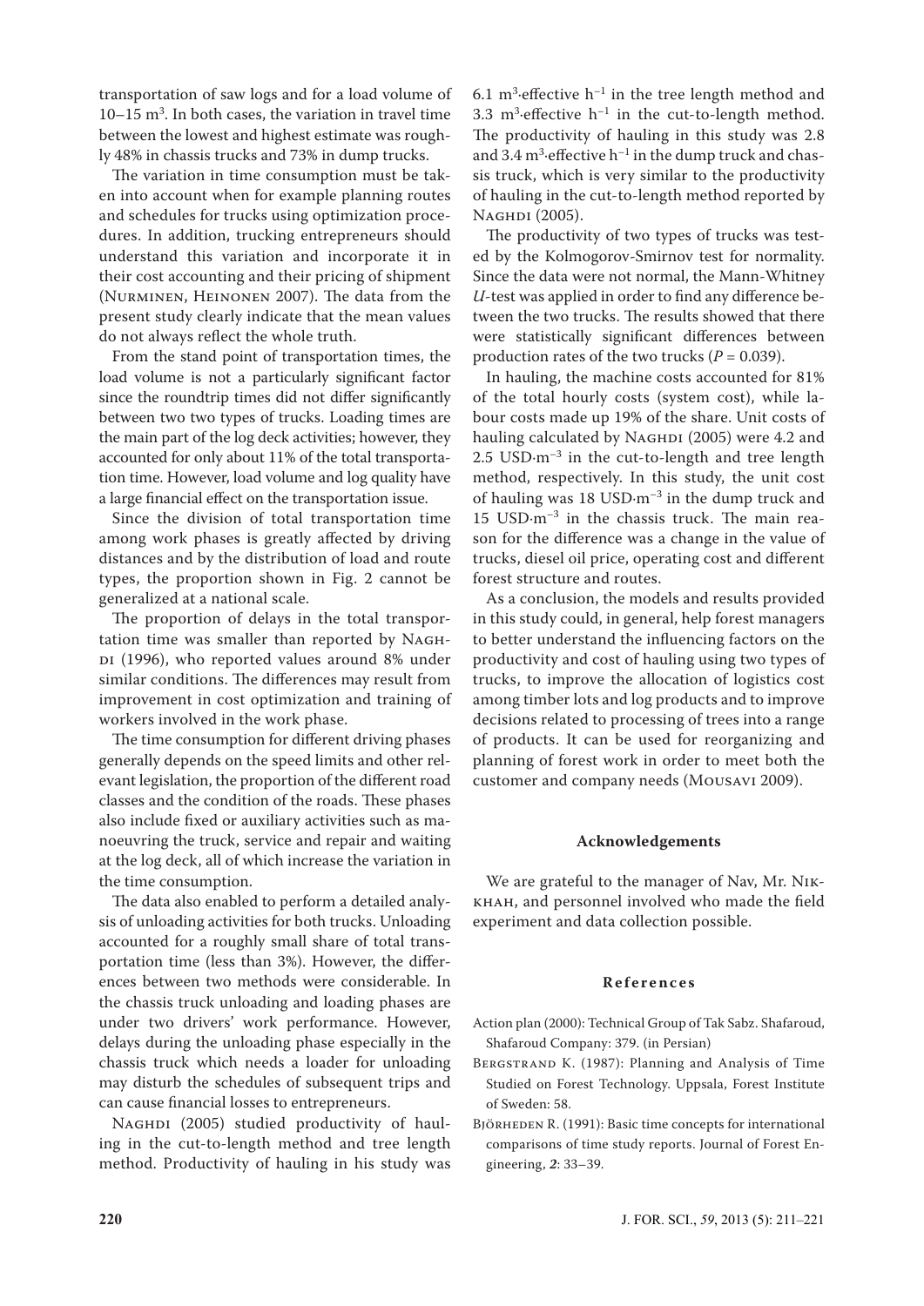transportation of saw logs and for a load volume of 10–15 $m^3$. In both cases, the variation in travel time between the lowest and highest estimate was roughly 48% in chassis trucks and 73% in dump trucks.

The variation in time consumption must be taken into account when for example planning routes and schedules for trucks using optimization procedures. In addition, trucking entrepreneurs should understand this variation and incorporate it in their cost accounting and their pricing of shipment (Nurminen, Heinonen 2007). The data from the present study clearly indicate that the mean values do not always reflect the whole truth.

From the stand point of transportation times, the load volume is not a particularly significant factor since the roundtrip times did not differ significantly between two two types of trucks. Loading times are the main part of the log deck activities; however, they accounted for only about 11% of the total transportation time. However, load volume and log quality have a large financial effect on the transportation issue.

Since the division of total transportation time among work phases is greatly affected by driving distances and by the distribution of load and route types, the proportion shown in Fig. 2 cannot be generalized at a national scale.

The proportion of delays in the total transportation time was smaller than reported by Naghdi (1996), who reported values around 8% under similar conditions. The differences may result from improvement in cost optimization and training of workers involved in the work phase.

The time consumption for different driving phases generally depends on the speed limits and other relevant legislation, the proportion of the different road classes and the condition of the roads. These phases also include fixed or auxiliary activities such as manoeuvring the truck, service and repair and waiting at the log deck, all of which increase the variation in the time consumption.

The data also enabled to perform a detailed analysis of unloading activities for both trucks. Unloading accounted for a roughly small share of total transportation time (less than 3%). However, the differences between two methods were considerable. In the chassis truck unloading and loading phases are under two drivers' work performance. However, delays during the unloading phase especially in the chassis truck which needs a loader for unloading may disturb the schedules of subsequent trips and can cause financial losses to entrepreneurs.

Naghdi (2005) studied productivity of hauling in the cut-to-length method and tree length method. Productivity of hauling in his study was 6.1 $m^3$·effective $h^{-1}$ in the tree length method and 3.3 $m^3$·effective $h^{-1}$ in the cut-to-length method. The productivity of hauling in this study was 2.8 and 3.4 $m^3$·effective $h^{-1}$ in the dump truck and chassis truck, which is very similar to the productivity of hauling in the cut-to-length method reported by Naghdi (2005).

The productivity of two types of trucks was tested by the Kolmogorov-Smirnov test for normality. Since the data were not normal, the Mann-Whitney *U*-test was applied in order to find any difference between the two trucks. The results showed that there were statistically significant differences between production rates of the two trucks ($P = 0.039$).

In hauling, the machine costs accounted for 81% of the total hourly costs (system cost), while labour costs made up 19% of the share. Unit costs of hauling calculated by Naghdi (2005) were 4.2 and 2.5 USD·$m^{-3}$ in the cut-to-length and tree length method, respectively. In this study, the unit cost of hauling was 18 USD·$m^{-3}$ in the dump truck and 15 USD·$m^{-3}$ in the chassis truck. The main reason for the difference was a change in the value of trucks, diesel oil price, operating cost and different forest structure and routes.

As a conclusion, the models and results provided in this study could, in general, help forest managers to better understand the influencing factors on the productivity and cost of hauling using two types of trucks, to improve the allocation of logistics cost among timber lots and log products and to improve decisions related to processing of trees into a range of products. It can be used for reorganizing and planning of forest work in order to meet both the customer and company needs (Mousavi 2009).

## Acknowledgements

We are grateful to the manager of Nav, Mr. Nikkhah, and personnel involved who made the field experiment and data collection possible.

## References

Action plan (2000): Technical Group of Tak Sabz. Shafaroud, Shafaroud Company: 379. (in Persian)

Bergstrand K. (1987): Planning and Analysis of Time Studied on Forest Technology. Uppsala, Forest Institute of Sweden: 58.

Björheden R. (1991): Basic time concepts for international comparisons of time study reports. Journal of Forest Engineering, *2*: 33–39.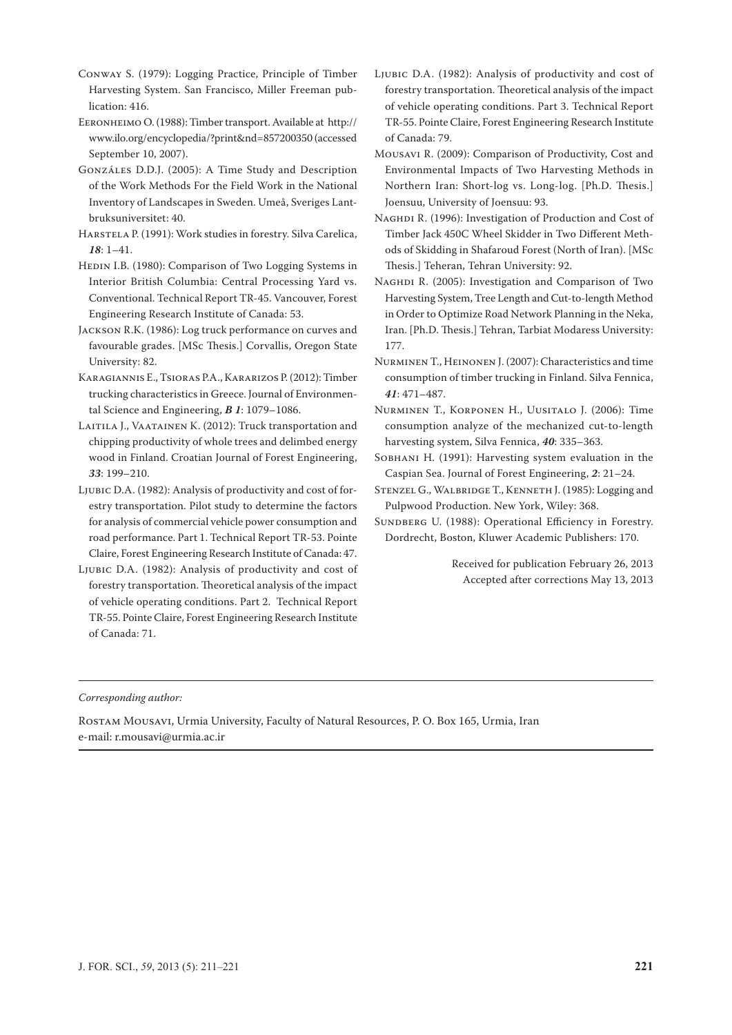Conway S. (1979): Logging Practice, Principle of Timber Harvesting System. San Francisco, Miller Freeman publication: 416.

Eeronheimo O. (1988): Timber transport. Available at http://www.ilo.org/encyclopedia/?print&nd=857200350 (accessed September 10, 2007).

Gonzáles D.D.J. (2005): A Time Study and Description of the Work Methods For the Field Work in the National Inventory of Landscapes in Sweden. Umeå, Sveriges Lantbruksuniversitet: 40.

Harstela P. (1991): Work studies in forestry. Silva Carelica, ***18***: 1–41.

Hedin I.B. (1980): Comparison of Two Logging Systems in Interior British Columbia: Central Processing Yard vs. Conventional. Technical Report TR-45. Vancouver, Forest Engineering Research Institute of Canada: 53.

Jackson R.K. (1986): Log truck performance on curves and favourable grades. [MSc Thesis.] Corvallis, Oregon State University: 82.

Karagiannis E., Tsioras P.A., Kararizos P. (2012): Timber trucking characteristics in Greece. Journal of Environmental Science and Engineering, ***B 1***: 1079–1086.

Laitila J., Vaatainen K. (2012): Truck transportation and chipping productivity of whole trees and delimbed energy wood in Finland. Croatian Journal of Forest Engineering, ***33***: 199–210.

Ljubic D.A. (1982): Analysis of productivity and cost of forestry transportation. Pilot study to determine the factors for analysis of commercial vehicle power consumption and road performance. Part 1. Technical Report TR-53. Pointe Claire, Forest Engineering Research Institute of Canada: 47.

Ljubic D.A. (1982): Analysis of productivity and cost of forestry transportation. Theoretical analysis of the impact of vehicle operating conditions. Part 2. Technical Report TR-55. Pointe Claire, Forest Engineering Research Institute of Canada: 71.

Ljubic D.A. (1982): Analysis of productivity and cost of forestry transportation. Theoretical analysis of the impact of vehicle operating conditions. Part 3. Technical Report TR-55. Pointe Claire, Forest Engineering Research Institute of Canada: 79.

Mousavi R. (2009): Comparison of Productivity, Cost and Environmental Impacts of Two Harvesting Methods in Northern Iran: Short-log vs. Long-log. [Ph.D. Thesis.] Joensuu, University of Joensuu: 93.

Naghdi R. (1996): Investigation of Production and Cost of Timber Jack 450C Wheel Skidder in Two Different Methods of Skidding in Shafaroud Forest (North of Iran). [MSc Thesis.] Teheran, Tehran University: 92.

Naghdi R. (2005): Investigation and Comparison of Two Harvesting System, Tree Length and Cut-to-length Method in Order to Optimize Road Network Planning in the Neka, Iran. [Ph.D. Thesis.] Tehran, Tarbiat Modaress University: 177.

Nurminen T., Heinonen J. (2007): Characteristics and time consumption of timber trucking in Finland. Silva Fennica, ***41***: 471–487.

Nurminen T., Korponen H., Uusitalo J. (2006): Time consumption analyze of the mechanized cut-to-length harvesting system, Silva Fennica, ***40***: 335–363.

Sobhani H. (1991): Harvesting system evaluation in the Caspian Sea. Journal of Forest Engineering, ***2***: 21–24.

Stenzel G., Walbridge T., Kenneth J. (1985): Logging and Pulpwood Production. New York, Wiley: 368.

Sundberg U. (1988): Operational Efficiency in Forestry. Dordrecht, Boston, Kluwer Academic Publishers: 170.

Received for publication February 26, 2013
Accepted after corrections May 13, 2013

*Corresponding author:*

Rostam Mousavi, Urmia University, Faculty of Natural Resources, P. O. Box 165, Urmia, Iran
e-mail: r.mousavi@urmia.ac.ir